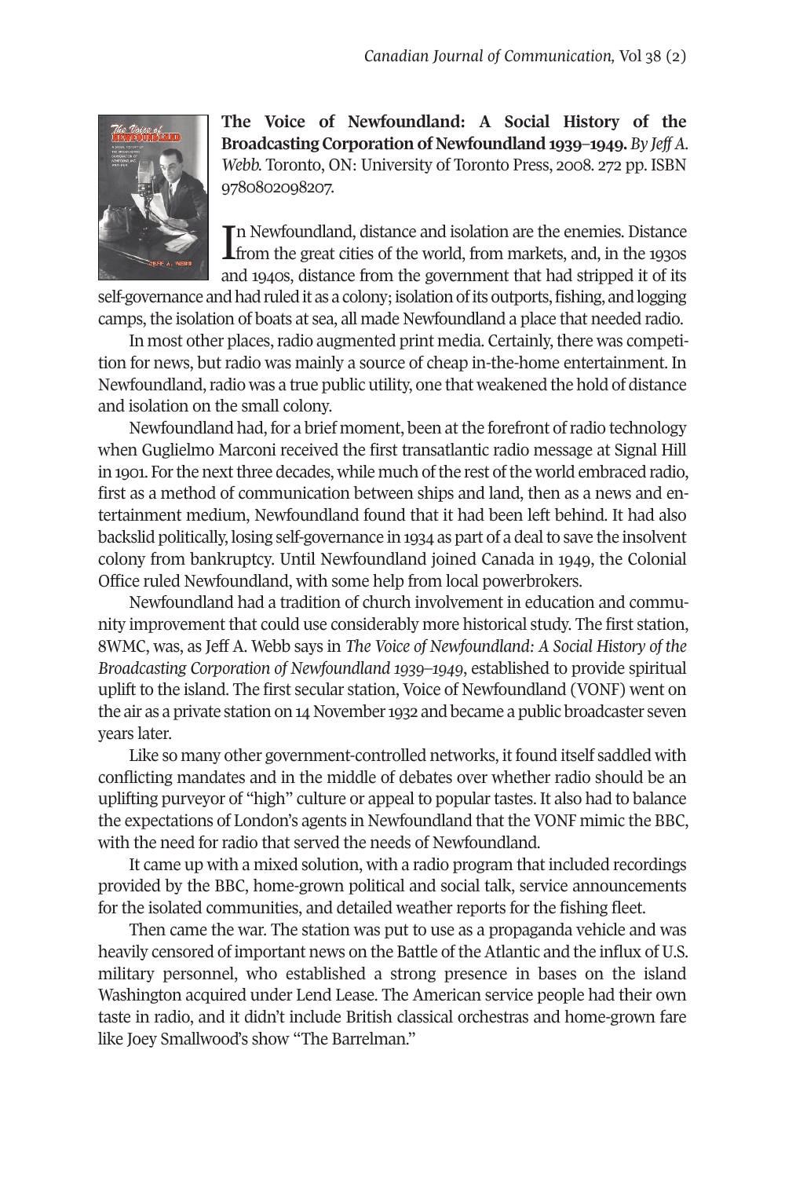**The Voice of Newfoundland: A Social History of the Broadcasting Corporation of Newfoundland 1939–1949.** *By Jeff A. Webb.* Toronto, ON: University of Toronto Press, 2008. 272 pp. ISBN 9780802098207.

In Newfoundland, distance and isolation are the enemies. Distance from the great cities of the world, from markets, and, in the 1930s and 1940s, distance from the government that had stripped it of its self-governance and had ruled it as a colony; isolation of its outports, fishing, and logging camps, the isolation of boats at sea, all made Newfoundland a place that needed radio.

In most other places, radio augmented print media. Certainly, there was competition for news, but radio was mainly a source of cheap in-the-home entertainment. In Newfoundland, radio was a true public utility, one that weakened the hold of distance and isolation on the small colony.

Newfoundland had, for a brief moment, been at the forefront of radio technology when Guglielmo Marconi received the first transatlantic radio message at Signal Hill in 1901. For the next three decades, while much of the rest of the world embraced radio, first as a method of communication between ships and land, then as a news and entertainment medium, Newfoundland found that it had been left behind. It had also backslid politically, losing self-governance in 1934 as part of a deal to save the insolvent colony from bankruptcy. Until Newfoundland joined Canada in 1949, the Colonial Office ruled Newfoundland, with some help from local powerbrokers.

Newfoundland had a tradition of church involvement in education and community improvement that could use considerably more historical study. The first station, 8WMC, was, as Jeff A. Webb says in *The Voice of Newfoundland: A Social History of the Broadcasting Corporation of Newfoundland 1939–1949*, established to provide spiritual uplift to the island. The first secular station, Voice of Newfoundland (VONF) went on the air as a private station on 14 November 1932 and became a public broadcaster seven years later.

Like so many other government-controlled networks, it found itself saddled with conflicting mandates and in the middle of debates over whether radio should be an uplifting purveyor of "high" culture or appeal to popular tastes. It also had to balance the expectations of London's agents in Newfoundland that the VONF mimic the BBC, with the need for radio that served the needs of Newfoundland.

It came up with a mixed solution, with a radio program that included recordings provided by the BBC, home-grown political and social talk, service announcements for the isolated communities, and detailed weather reports for the fishing fleet.

Then came the war. The station was put to use as a propaganda vehicle and was heavily censored of important news on the Battle of the Atlantic and the influx of U.S. military personnel, who established a strong presence in bases on the island Washington acquired under Lend Lease. The American service people had their own taste in radio, and it didn't include British classical orchestras and home-grown fare like Joey Smallwood's show "The Barrelman."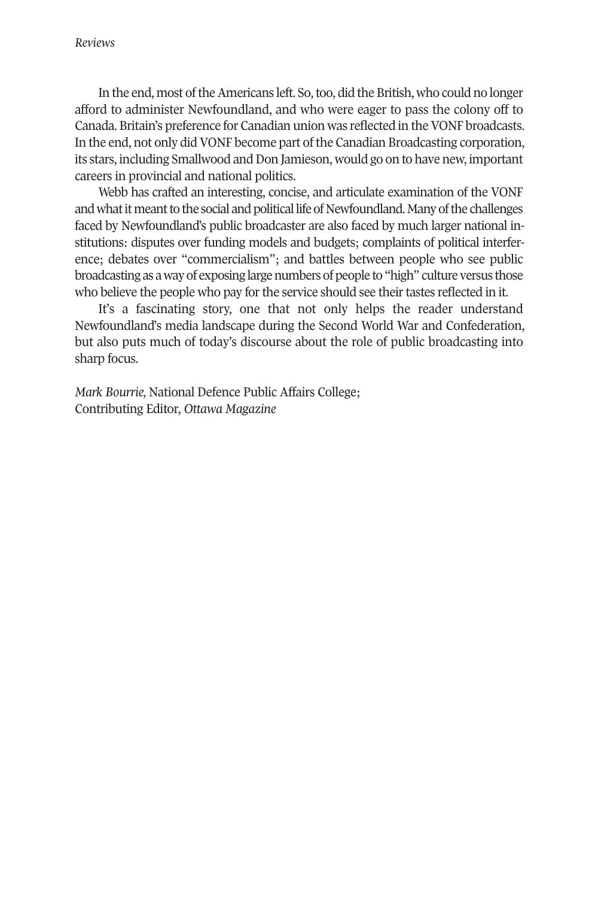In the end, most of the Americans left. So, too, did the British, who could no longer afford to administer Newfoundland, and who were eager to pass the colony off to Canada. Britain's preference for Canadian union was reflected in the VONF broadcasts. In the end, not only did VONF become part of the Canadian Broadcasting corporation, its stars, including Smallwood and Don Jamieson, would go on to have new, important careers in provincial and national politics.

Webb has crafted an interesting, concise, and articulate examination of the VONF and what it meant to the social and political life of Newfoundland. Many of the challenges faced by Newfoundland's public broadcaster are also faced by much larger national institutions: disputes over funding models and budgets; complaints of political interference; debates over "commercialism"; and battles between people who see public broadcasting as a way of exposing large numbers of people to "high" culture versus those who believe the people who pay for the service should see their tastes reflected in it.

It's a fascinating story, one that not only helps the reader understand Newfoundland's media landscape during the Second World War and Confederation, but also puts much of today's discourse about the role of public broadcasting into sharp focus.

*Mark Bourrie,* National Defence Public Affairs College;
Contributing Editor, *Ottawa Magazine*